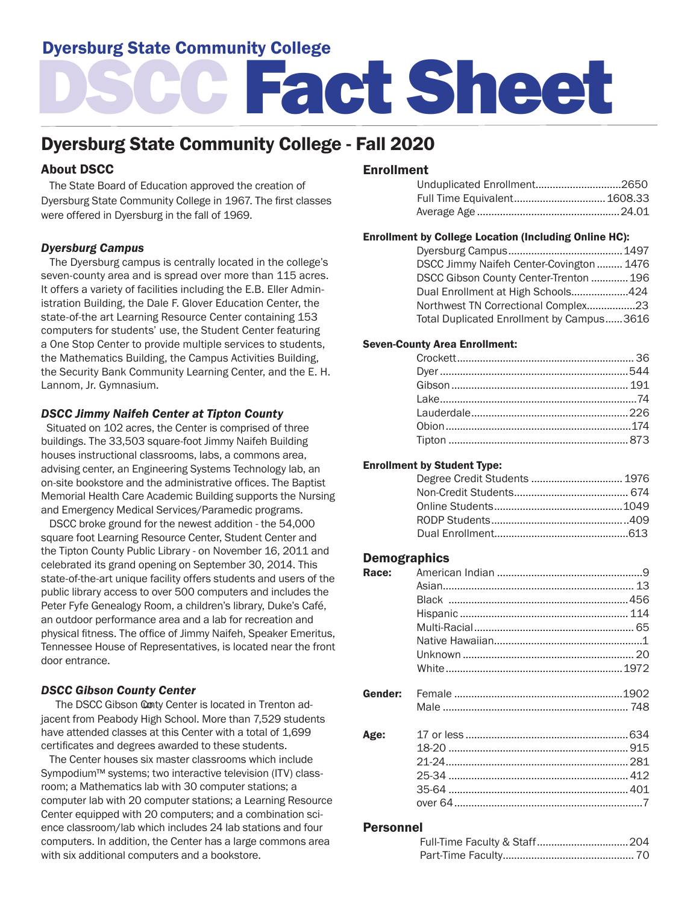# Dyersburg State Community College

# DSCC Fact Sheet

## Dyersburg State Community College - Fall 2020

### About DSCC

The State Board of Education approved the creation of Dyersburg State Community College in 1967. The first classes were offered in Dyersburg in the fall of 1969.

#### *Dyersburg Campus*

The Dyersburg campus is centrally located in the college's seven-county area and is spread over more than 115 acres. It offers a variety of facilities including the E.B. Eller Administration Building, the Dale F. Glover Education Center, the state-of-the art Learning Resource Center containing 153 computers for students' use, the Student Center featuring a One Stop Center to provide multiple services to students, the Mathematics Building, the Campus Activities Building, the Security Bank Community Learning Center, and the E. H. Lannom, Jr. Gymnasium.

#### *DSCC Jimmy Naifeh Center at Tipton County*

Situated on 102 acres, the Center is comprised of three buildings. The 33,503 square-foot Jimmy Naifeh Building houses instructional classrooms, labs, a commons area, advising center, an Engineering Systems Technology lab, an on-site bookstore and the administrative offices. The Baptist Memorial Health Care Academic Building supports the Nursing and Emergency Medical Services/Paramedic programs.

DSCC broke ground for the newest addition - the 54,000 square foot Learning Resource Center, Student Center and the Tipton County Public Library - on November 16, 2011 and celebrated its grand opening on September 30, 2014. This state-of-the-art unique facility offers students and users of the public library access to over 500 computers and includes the Peter Fyfe Genealogy Room, a children's library, Duke's Café, an outdoor performance area and a lab for recreation and physical fitness. The office of Jimmy Naifeh, Speaker Emeritus, Tennessee House of Representatives, is located near the front door entrance.

#### *DSCC Gibson County Center*

The DSCC Gibson County Center is located in Trenton adjacent from Peabody High School. More than 7,529 students have attended classes at this Center with a total of 1,699 certificates and degrees awarded to these students.

The Center houses six master classrooms which include Sympodium™ systems; two interactive television (ITV) classroom; a Mathematics lab with 30 computer stations; a computer lab with 20 computer stations; a Learning Resource Center equipped with 20 computers; and a combination science classroom/lab which includes 24 lab stations and four computers. In addition, the Center has a large commons area with six additional computers and a bookstore.

### Enrollment

| | |
|---|---|
| Unduplicated Enrollment | 2650 |
| Full Time Equivalent | 1608.33 |
| Average Age | 24.01 |

**Enrollment by College Location (Including Online HC):**

| | |
|---|---|
| Dyersburg Campus | 1497 |
| DSCC Jimmy Naifeh Center-Covington | 1476 |
| DSCC Gibson County Center-Trenton | 196 |
| Dual Enrollment at High Schools | 424 |
| Northwest TN Correctional Complex | 23 |
| Total Duplicated Enrollment by Campus | 3616 |

**Seven-County Area Enrollment:**

| | |
|---|---|
| Crockett | 36 |
| Dyer | 544 |
| Gibson | 191 |
| Lake | 74 |
| Lauderdale | 226 |
| Obion | 174 |
| Tipton | 873 |

**Enrollment by Student Type:**

| | |
|---|---|
| Degree Credit Students | 1976 |
| Non-Credit Students | 674 |
| Online Students | 1049 |
| RODP Students | 409 |
| Dual Enrollment | 613 |

### Demographics

| | | |
|---|---|---|
| **Race:** | American Indian | 9 |
| | Asian | 13 |
| | Black | 456 |
| | Hispanic | 114 |
| | Multi-Racial | 65 |
| | Native Hawaiian | 1 |
| | Unknown | 20 |
| | White | 1972 |
| **Gender:** | Female | 1902 |
| | Male | 748 |
| **Age:** | 17 or less | 634 |
| | 18-20 | 915 |
| | 21-24 | 281 |
| | 25-34 | 412 |
| | 35-64 | 401 |
| | over 64 | 7 |

### Personnel

| | |
|---|---|
| Full-Time Faculty & Staff | 204 |
| Part-Time Faculty | 70 |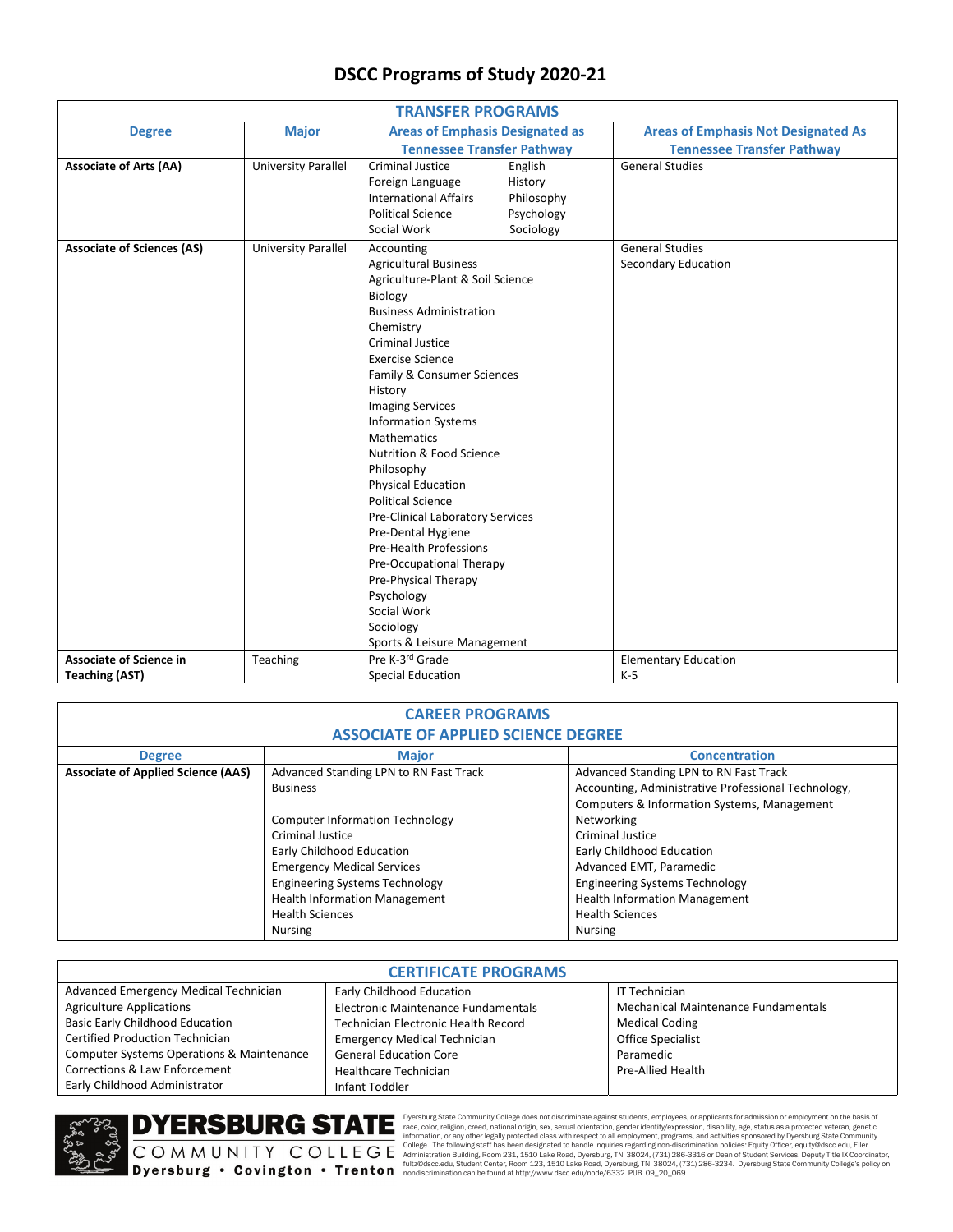# DSCC Programs of Study 2020-21

## TRANSFER PROGRAMS

| Degree | Major | Areas of Emphasis Designated as Tennessee Transfer Pathway | Areas of Emphasis Not Designated As Tennessee Transfer Pathway |
|---|---|---|---|
| **Associate of Arts (AA)** | University Parallel | Criminal Justice<br>Foreign Language<br>International Affairs<br>Political Science<br>Social Work<br>English<br>History<br>Philosophy<br>Psychology<br>Sociology | General Studies |
| **Associate of Sciences (AS)** | University Parallel | Accounting<br>Agricultural Business<br>Agriculture-Plant & Soil Science<br>Biology<br>Business Administration<br>Chemistry<br>Criminal Justice<br>Exercise Science<br>Family & Consumer Sciences<br>History<br>Imaging Services<br>Information Systems<br>Mathematics<br>Nutrition & Food Science<br>Philosophy<br>Physical Education<br>Political Science<br>Pre-Clinical Laboratory Services<br>Pre-Dental Hygiene<br>Pre-Health Professions<br>Pre-Occupational Therapy<br>Pre-Physical Therapy<br>Psychology<br>Social Work<br>Sociology<br>Sports & Leisure Management | General Studies<br>Secondary Education |
| **Associate of Science in Teaching (AST)** | Teaching | Pre K-3rd Grade<br>Special Education | Elementary Education K-5 |

## CAREER PROGRAMS
## ASSOCIATE OF APPLIED SCIENCE DEGREE

| Degree | Major | Concentration |
|---|---|---|
| **Associate of Applied Science (AAS)** | Advanced Standing LPN to RN Fast Track | Advanced Standing LPN to RN Fast Track |
| | Business | Accounting, Administrative Professional Technology, Computers & Information Systems, Management |
| | Computer Information Technology | Networking |
| | Criminal Justice | Criminal Justice |
| | Early Childhood Education | Early Childhood Education |
| | Emergency Medical Services | Advanced EMT, Paramedic |
| | Engineering Systems Technology | Engineering Systems Technology |
| | Health Information Management | Health Information Management |
| | Health Sciences | Health Sciences |
| | Nursing | Nursing |

## CERTIFICATE PROGRAMS

| | | |
|---|---|---|
| Advanced Emergency Medical Technician | Early Childhood Education | IT Technician |
| Agriculture Applications | Electronic Maintenance Fundamentals | Mechanical Maintenance Fundamentals |
| Basic Early Childhood Education | Technician Electronic Health Record | Medical Coding |
| Certified Production Technician | Emergency Medical Technician | Office Specialist |
| Computer Systems Operations & Maintenance | General Education Core | Paramedic |
| Corrections & Law Enforcement | Healthcare Technician | Pre-Allied Health |
| Early Childhood Administrator | Infant Toddler | |

**DYERSBURG STATE**
COMMUNITY COLLEGE
Dyersburg • Covington • Trenton

Dyersburg State Community College does not discriminate against students, employees, or applicants for admission or employment on the basis of race, color, religion, creed, national origin, sex, sexual orientation, gender identity/expression, disability, age, status as a protected veteran, genetic information, or any other legally protected class with respect to all employment, programs, and activities sponsored by Dyersburg State Community College. The following staff has been designated to handle inquiries regarding non-discrimination policies: Equity Officer, equity@dscc.edu, Eller Administration Building, Room 231, 1510 Lake Road, Dyersburg, TN 38024, (731) 286-3316 or Dean of Student Services, Deputy Title IX Coordinator, fultz@dscc.edu, Student Center, Room 123, 1510 Lake Road, Dyersburg, TN 38024, (731) 286-3234. Dyersburg State Community College's policy on nondiscrimination can be found at http://www.dscc.edu/node/6332. PUB 09_20_069